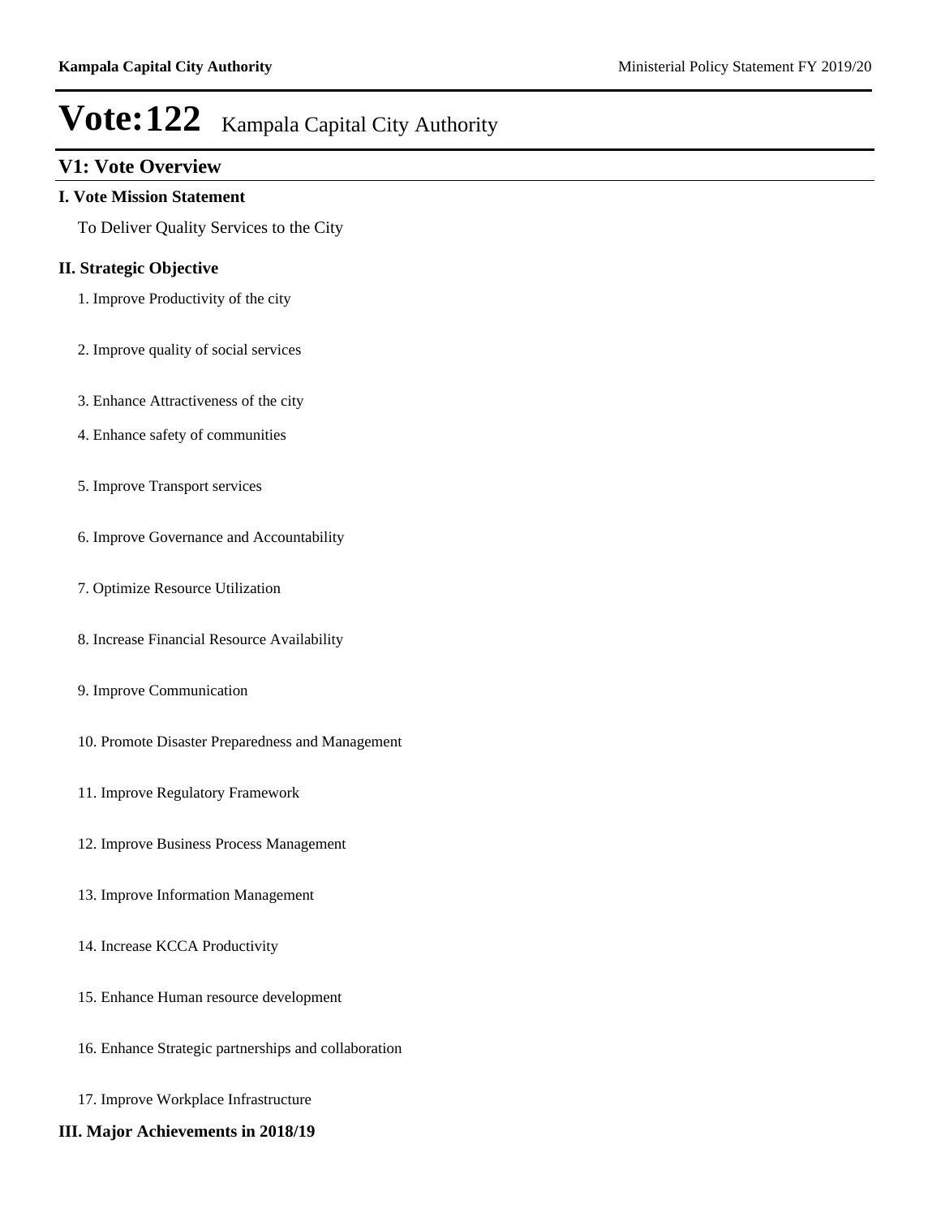# Vote:122 Kampala Capital City Authority

## V1: Vote Overview

### I. Vote Mission Statement

To Deliver Quality Services to the City

### II. Strategic Objective

1. Improve Productivity of the city
2. Improve quality of social services
3. Enhance Attractiveness of the city
4. Enhance safety of communities
5. Improve Transport services
6. Improve Governance and Accountability
7. Optimize Resource Utilization
8. Increase Financial Resource Availability
9. Improve Communication
10. Promote Disaster Preparedness and Management
11. Improve Regulatory Framework
12. Improve Business Process Management
13. Improve Information Management
14. Increase KCCA Productivity
15. Enhance Human resource development
16. Enhance Strategic partnerships and collaboration
17. Improve Workplace Infrastructure

### III. Major Achievements in 2018/19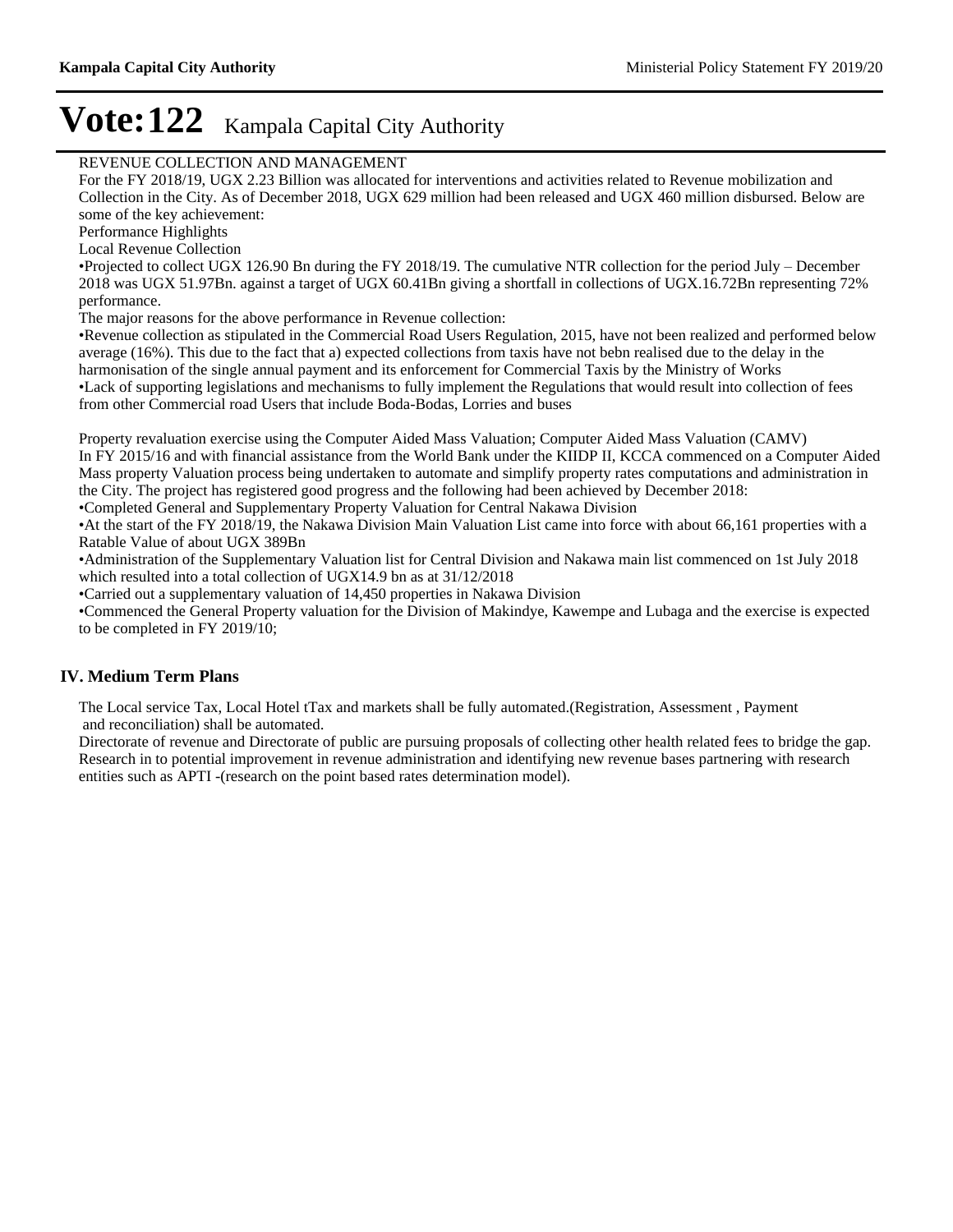# Vote:122 Kampala Capital City Authority

REVENUE COLLECTION AND MANAGEMENT

For the FY 2018/19, UGX 2.23 Billion was allocated for interventions and activities related to Revenue mobilization and Collection in the City. As of December 2018, UGX 629 million had been released and UGX 460 million disbursed. Below are some of the key achievement:

Performance Highlights

Local Revenue Collection

•Projected to collect UGX 126.90 Bn during the FY 2018/19. The cumulative NTR collection for the period July – December 2018 was UGX 51.97Bn. against a target of UGX 60.41Bn giving a shortfall in collections of UGX.16.72Bn representing 72% performance.

The major reasons for the above performance in Revenue collection:

•Revenue collection as stipulated in the Commercial Road Users Regulation, 2015, have not been realized and performed below average (16%). This due to the fact that a) expected collections from taxis have not bebn realised due to the delay in the harmonisation of the single annual payment and its enforcement for Commercial Taxis by the Ministry of Works

•Lack of supporting legislations and mechanisms to fully implement the Regulations that would result into collection of fees from other Commercial road Users that include Boda-Bodas, Lorries and buses

Property revaluation exercise using the Computer Aided Mass Valuation; Computer Aided Mass Valuation (CAMV)

In FY 2015/16 and with financial assistance from the World Bank under the KIIDP II, KCCA commenced on a Computer Aided Mass property Valuation process being undertaken to automate and simplify property rates computations and administration in the City. The project has registered good progress and the following had been achieved by December 2018:

•Completed General and Supplementary Property Valuation for Central Nakawa Division

•At the start of the FY 2018/19, the Nakawa Division Main Valuation List came into force with about 66,161 properties with a Ratable Value of about UGX 389Bn

•Administration of the Supplementary Valuation list for Central Division and Nakawa main list commenced on 1st July 2018 which resulted into a total collection of UGX14.9 bn as at 31/12/2018

•Carried out a supplementary valuation of 14,450 properties in Nakawa Division

•Commenced the General Property valuation for the Division of Makindye, Kawempe and Lubaga and the exercise is expected to be completed in FY 2019/10;

## IV. Medium Term Plans

The Local service Tax, Local Hotel tTax and markets shall be fully automated.(Registration, Assessment , Payment and reconciliation) shall be automated.

Directorate of revenue and Directorate of public are pursuing proposals of collecting other health related fees to bridge the gap.

Research in to potential improvement in revenue administration and identifying new revenue bases partnering with research entities such as APTI -(research on the point based rates determination model).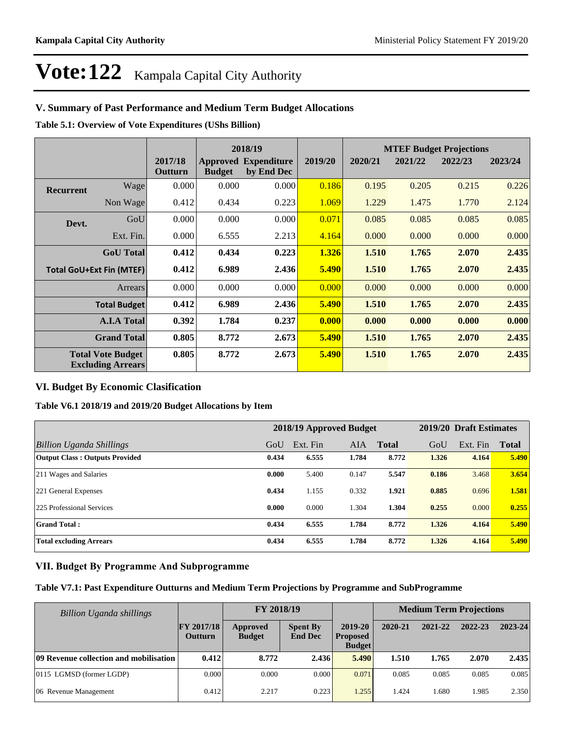# Vote:122 Kampala Capital City Authority

## V. Summary of Past Performance and Medium Term Budget Allocations

**Table 5.1: Overview of Vote Expenditures (UShs Billion)**

| | | 2017/18 Outturn | 2018/19 Approved Budget | 2018/19 Expenditure by End Dec | 2019/20 | MTEF Budget Projections 2020/21 | 2021/22 | 2022/23 | 2023/24 |
|---|---|---|---|---|---|---|---|---|---|
| **Recurrent** | Wage | 0.000 | 0.000 | 0.000 | 0.186 | 0.195 | 0.205 | 0.215 | 0.226 |
| | Non Wage | 0.412 | 0.434 | 0.223 | 1.069 | 1.229 | 1.475 | 1.770 | 2.124 |
| **Devt.** | GoU | 0.000 | 0.000 | 0.000 | 0.071 | 0.085 | 0.085 | 0.085 | 0.085 |
| | Ext. Fin. | 0.000 | 6.555 | 2.213 | 4.164 | 0.000 | 0.000 | 0.000 | 0.000 |
| | **GoU Total** | **0.412** | **0.434** | **0.223** | **1.326** | **1.510** | **1.765** | **2.070** | **2.435** |
| **Total GoU+Ext Fin (MTEF)** | | **0.412** | **6.989** | **2.436** | **5.490** | **1.510** | **1.765** | **2.070** | **2.435** |
| | Arrears | 0.000 | 0.000 | 0.000 | 0.000 | 0.000 | 0.000 | 0.000 | 0.000 |
| | **Total Budget** | **0.412** | **6.989** | **2.436** | **5.490** | **1.510** | **1.765** | **2.070** | **2.435** |
| | **A.I.A Total** | **0.392** | **1.784** | **0.237** | **0.000** | **0.000** | **0.000** | **0.000** | **0.000** |
| | **Grand Total** | **0.805** | **8.772** | **2.673** | **5.490** | **1.510** | **1.765** | **2.070** | **2.435** |
| | **Total Vote Budget Excluding Arrears** | **0.805** | **8.772** | **2.673** | **5.490** | **1.510** | **1.765** | **2.070** | **2.435** |

## VI. Budget By Economic Clasification

**Table V6.1 2018/19 and 2019/20 Budget Allocations by Item**

| | 2018/19 Approved Budget | | | | 2019/20 Draft Estimates | | |
|---|---|---|---|---|---|---|---|
| *Billion Uganda Shillings* | GoU | Ext. Fin | AIA | **Total** | GoU | Ext. Fin | **Total** |
| **Output Class : Outputs Provided** | **0.434** | **6.555** | **1.784** | **8.772** | **1.326** | **4.164** | **5.490** |
| 211 Wages and Salaries | **0.000** | 5.400 | 0.147 | **5.547** | **0.186** | 3.468 | **3.654** |
| 221 General Expenses | **0.434** | 1.155 | 0.332 | **1.921** | **0.885** | 0.696 | **1.581** |
| 225 Professional Services | **0.000** | 0.000 | 1.304 | **1.304** | **0.255** | 0.000 | **0.255** |
| **Grand Total :** | **0.434** | **6.555** | **1.784** | **8.772** | **1.326** | **4.164** | **5.490** |
| **Total excluding Arrears** | **0.434** | **6.555** | **1.784** | **8.772** | **1.326** | **4.164** | **5.490** |

## VII. Budget By Programme And Subprogramme

**Table V7.1: Past Expenditure Outturns and Medium Term Projections by Programme and SubProgramme**

| *Billion Uganda shillings* | | FY 2018/19 | | | Medium Term Projections | | | |
|---|---|---|---|---|---|---|---|---|
| | **FY 2017/18 Outturn** | **Approved Budget** | **Spent By End Dec** | **2019-20 Proposed Budget** | **2020-21** | **2021-22** | **2022-23** | **2023-24** |
| **09 Revenue collection and mobilisation** | **0.412** | **8.772** | **2.436** | **5.490** | **1.510** | **1.765** | **2.070** | **2.435** |
| 0115 LGMSD (former LGDP) | 0.000 | 0.000 | 0.000 | 0.071 | 0.085 | 0.085 | 0.085 | 0.085 |
| 06 Revenue Management | 0.412 | 2.217 | 0.223 | 1.255 | 1.424 | 1.680 | 1.985 | 2.350 |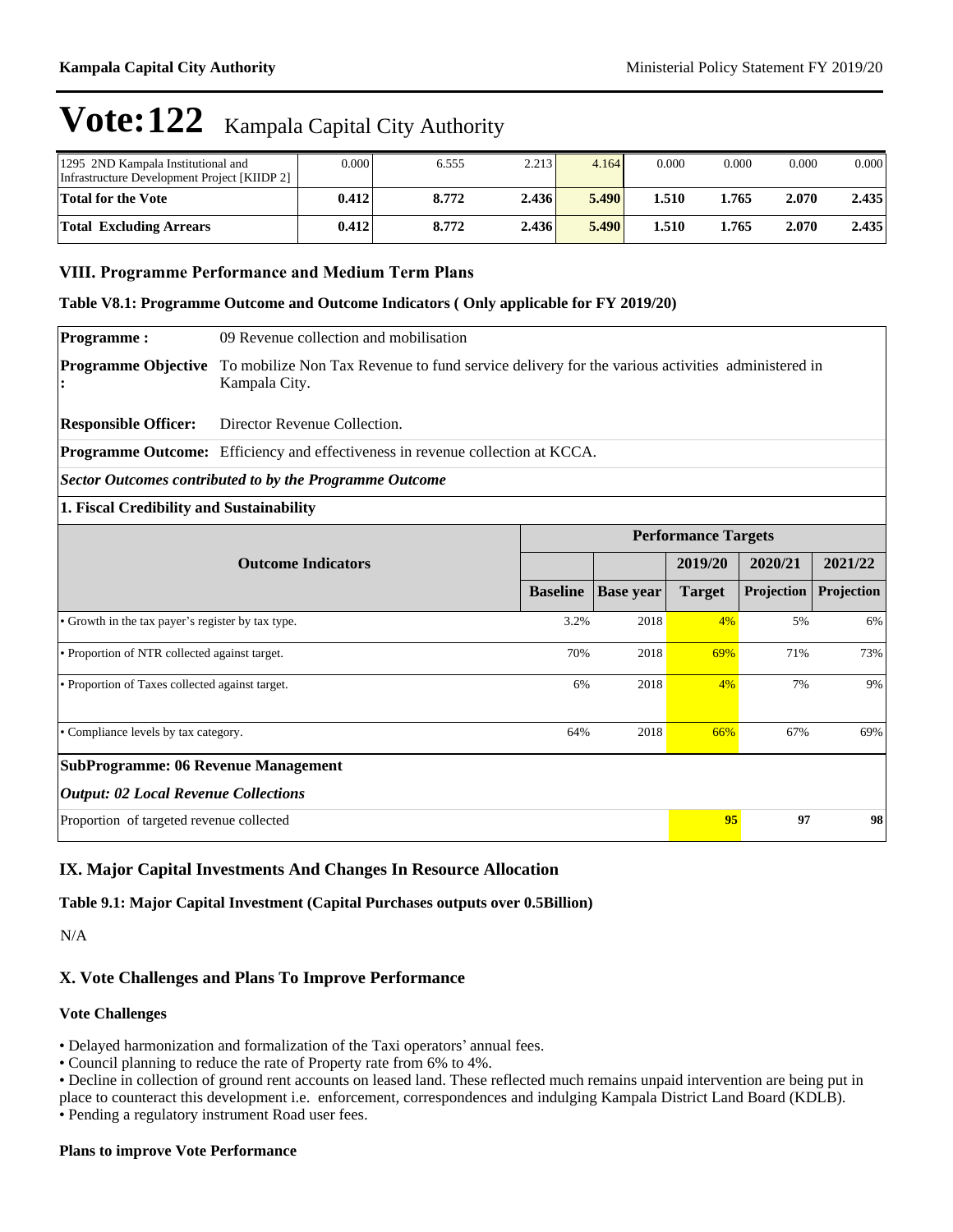# Vote:122 Kampala Capital City Authority

| | | | | | | | | |
|---|---|---|---|---|---|---|---|---|
| 1295 2ND Kampala Institutional and Infrastructure Development Project [KIIDP 2] | 0.000 | 6.555 | 2.213 | 4.164 | 0.000 | 0.000 | 0.000 | 0.000 |
| **Total for the Vote** | **0.412** | **8.772** | **2.436** | **5.490** | **1.510** | **1.765** | **2.070** | **2.435** |
| **Total Excluding Arrears** | **0.412** | **8.772** | **2.436** | **5.490** | **1.510** | **1.765** | **2.070** | **2.435** |

## VIII. Programme Performance and Medium Term Plans

**Table V8.1: Programme Outcome and Outcome Indicators ( Only applicable for FY 2019/20)**

| | |
|---|---|
| **Programme :** | 09 Revenue collection and mobilisation |
| **Programme Objective :** | To mobilize Non Tax Revenue to fund service delivery for the various activities administered in Kampala City. |
| **Responsible Officer:** | Director Revenue Collection. |
| **Programme Outcome:** | Efficiency and effectiveness in revenue collection at KCCA. |

***Sector Outcomes contributed to by the Programme Outcome***

**1. Fiscal Credibility and Sustainability**

| Outcome Indicators | Performance Targets | | | | |
|---|---|---|---|---|---|
| | | | 2019/20 | 2020/21 | 2021/22 |
| | **Baseline** | **Base year** | **Target** | **Projection** | **Projection** |
| • Growth in the tax payer's register by tax type. | 3.2% | 2018 | 4% | 5% | 6% |
| • Proportion of NTR collected against target. | 70% | 2018 | 69% | 71% | 73% |
| • Proportion of Taxes collected against target. | 6% | 2018 | 4% | 7% | 9% |
| • Compliance levels by tax category. | 64% | 2018 | 66% | 67% | 69% |
| **SubProgramme: 06 Revenue Management** | | | | | |
| ***Output: 02 Local Revenue Collections*** | | | | | |
| Proportion of targeted revenue collected | | | **95** | **97** | **98** |

## IX. Major Capital Investments And Changes In Resource Allocation

**Table 9.1: Major Capital Investment (Capital Purchases outputs over 0.5Billion)**

N/A

## X. Vote Challenges and Plans To Improve Performance

**Vote Challenges**

• Delayed harmonization and formalization of the Taxi operators' annual fees.
• Council planning to reduce the rate of Property rate from 6% to 4%.
• Decline in collection of ground rent accounts on leased land. These reflected much remains unpaid intervention are being put in place to counteract this development i.e. enforcement, correspondences and indulging Kampala District Land Board (KDLB).
• Pending a regulatory instrument Road user fees.

**Plans to improve Vote Performance**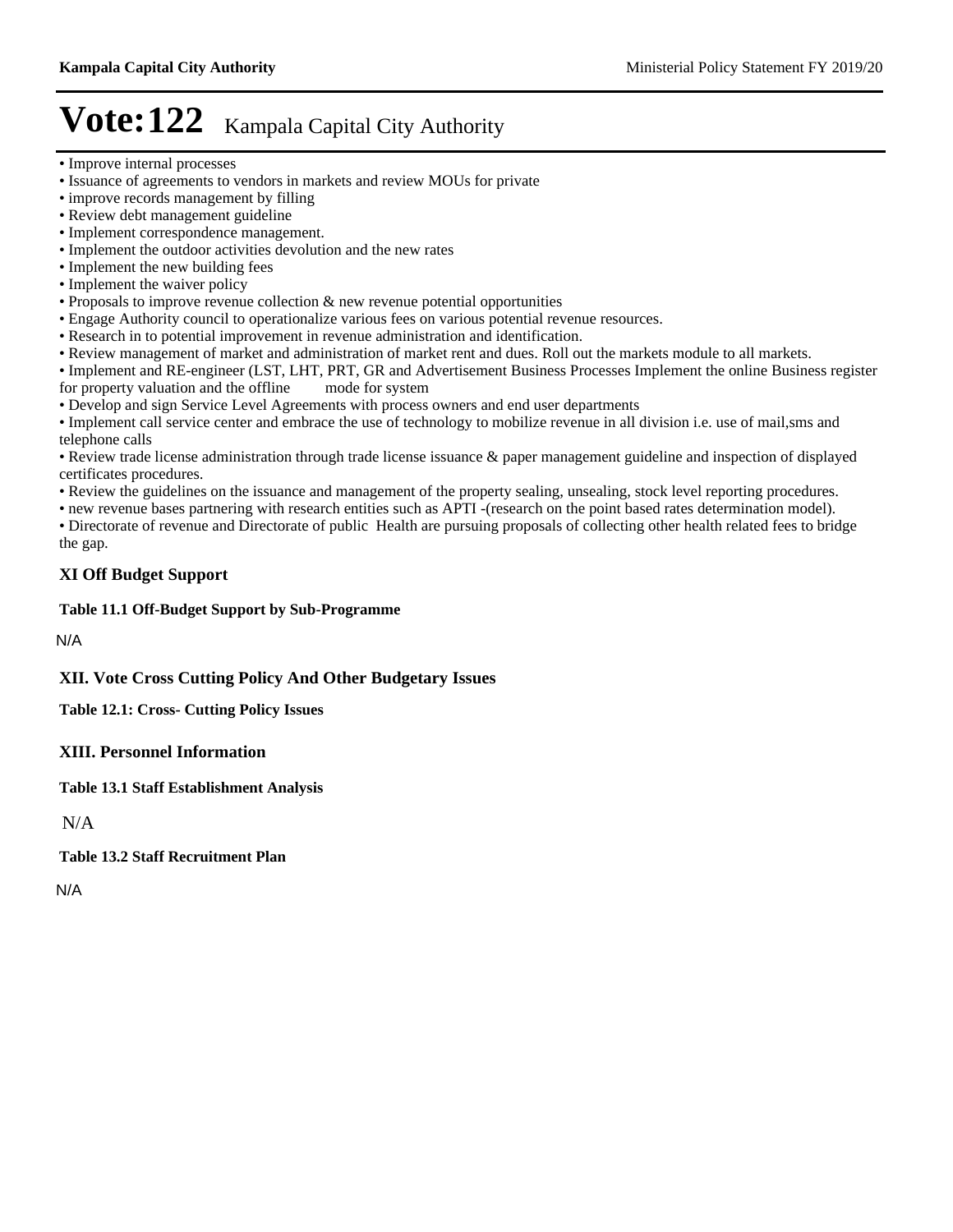- Improve internal processes
- Issuance of agreements to vendors in markets and review MOUs for private
- improve records management by filling
- Review debt management guideline
- Implement correspondence management.
- Implement the outdoor activities devolution and the new rates
- Implement the new building fees
- Implement the waiver policy
- Proposals to improve revenue collection & new revenue potential opportunities
- Engage Authority council to operationalize various fees on various potential revenue resources.
- Research in to potential improvement in revenue administration and identification.
- Review management of market and administration of market rent and dues. Roll out the markets module to all markets.
- Implement and RE-engineer (LST, LHT, PRT, GR and Advertisement Business Processes Implement the online Business register for property valuation and the offline mode for system
- Develop and sign Service Level Agreements with process owners and end user departments
- Implement call service center and embrace the use of technology to mobilize revenue in all division i.e. use of mail,sms and telephone calls
- Review trade license administration through trade license issuance & paper management guideline and inspection of displayed certificates procedures.
- Review the guidelines on the issuance and management of the property sealing, unsealing, stock level reporting procedures.
- new revenue bases partnering with research entities such as APTI -(research on the point based rates determination model).
- Directorate of revenue and Directorate of public Health are pursuing proposals of collecting other health related fees to bridge the gap.

## XI Off Budget Support

**Table 11.1 Off-Budget Support by Sub-Programme**

N/A

## XII. Vote Cross Cutting Policy And Other Budgetary Issues

**Table 12.1: Cross- Cutting Policy Issues**

## XIII. Personnel Information

**Table 13.1 Staff Establishment Analysis**

N/A

**Table 13.2 Staff Recruitment Plan**

N/A